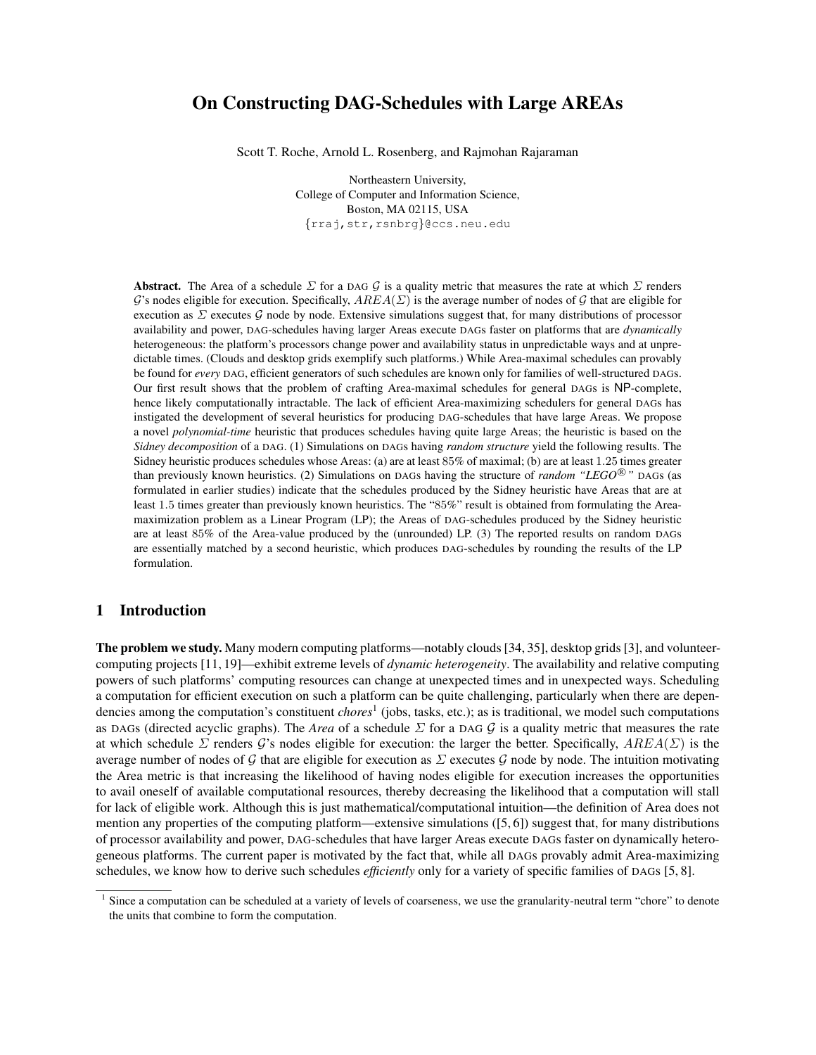# On Constructing DAG-Schedules with Large AREAs

Scott T. Roche, Arnold L. Rosenberg, and Rajmohan Rajaraman

Northeastern University,
College of Computer and Information Science,
Boston, MA 02115, USA
{rraj,str,rsnbrg}@ccs.neu.edu

**Abstract.** The Area of a schedule $\Sigma$ for a DAG $\mathcal{G}$ is a quality metric that measures the rate at which $\Sigma$ renders $\mathcal{G}$'s nodes eligible for execution. Specifically, $AREA(\Sigma)$ is the average number of nodes of $\mathcal{G}$ that are eligible for execution as $\Sigma$ executes $\mathcal{G}$ node by node. Extensive simulations suggest that, for many distributions of processor availability and power, DAG-schedules having larger Areas execute DAGs faster on platforms that are *dynamically* heterogeneous: the platform's processors change power and availability status in unpredictable ways and at unpredictable times. (Clouds and desktop grids exemplify such platforms.) While Area-maximal schedules can provably be found for *every* DAG, efficient generators of such schedules are known only for families of well-structured DAGs. Our first result shows that the problem of crafting Area-maximal schedules for general DAGs is NP-complete, hence likely computationally intractable. The lack of efficient Area-maximizing schedulers for general DAGs has instigated the development of several heuristics for producing DAG-schedules that have large Areas. We propose a novel *polynomial-time* heuristic that produces schedules having quite large Areas; the heuristic is based on the *Sidney decomposition* of a DAG. (1) Simulations on DAGs having *random structure* yield the following results. The Sidney heuristic produces schedules whose Areas: (a) are at least 85% of maximal; (b) are at least 1.25 times greater than previously known heuristics. (2) Simulations on DAGs having the structure of *random "LEGO®"* DAGs (as formulated in earlier studies) indicate that the schedules produced by the Sidney heuristic have Areas that are at least 1.5 times greater than previously known heuristics. The "85%" result is obtained from formulating the Area-maximization problem as a Linear Program (LP); the Areas of DAG-schedules produced by the Sidney heuristic are at least 85% of the Area-value produced by the (unrounded) LP. (3) The reported results on random DAGs are essentially matched by a second heuristic, which produces DAG-schedules by rounding the results of the LP formulation.

## 1 Introduction

**The problem we study.** Many modern computing platforms—notably clouds [34, 35], desktop grids [3], and volunteer-computing projects [11, 19]—exhibit extreme levels of *dynamic heterogeneity*. The availability and relative computing powers of such platforms' computing resources can change at unexpected times and in unexpected ways. Scheduling a computation for efficient execution on such a platform can be quite challenging, particularly when there are dependencies among the computation's constituent *chores*[1] (jobs, tasks, etc.); as is traditional, we model such computations as DAGs (directed acyclic graphs). The *Area* of a schedule $\Sigma$ for a DAG $\mathcal{G}$ is a quality metric that measures the rate at which schedule $\Sigma$ renders $\mathcal{G}$'s nodes eligible for execution: the larger the better. Specifically, $AREA(\Sigma)$ is the average number of nodes of $\mathcal{G}$ that are eligible for execution as $\Sigma$ executes $\mathcal{G}$ node by node. The intuition motivating the Area metric is that increasing the likelihood of having nodes eligible for execution increases the opportunities to avail oneself of available computational resources, thereby decreasing the likelihood that a computation will stall for lack of eligible work. Although this is just mathematical/computational intuition—the definition of Area does not mention any properties of the computing platform—extensive simulations ([5, 6]) suggest that, for many distributions of processor availability and power, DAG-schedules that have larger Areas execute DAGs faster on dynamically heterogeneous platforms. The current paper is motivated by the fact that, while all DAGs provably admit Area-maximizing schedules, we know how to derive such schedules *efficiently* only for a variety of specific families of DAGs [5, 8].

[1] Since a computation can be scheduled at a variety of levels of coarseness, we use the granularity-neutral term "chore" to denote the units that combine to form the computation.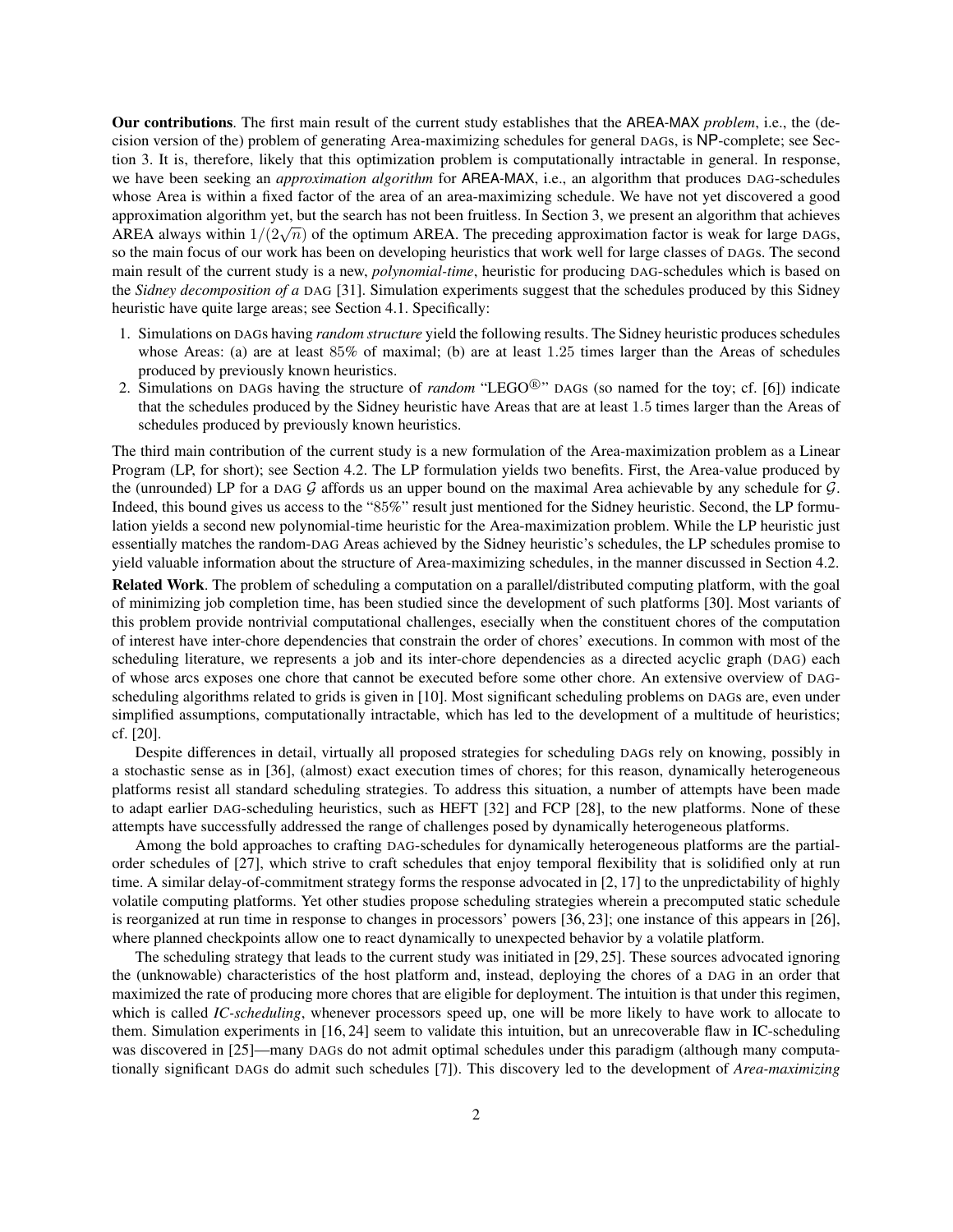**Our contributions**. The first main result of the current study establishes that the AREA-MAX *problem*, i.e., the (decision version of the) problem of generating Area-maximizing schedules for general DAGs, is NP-complete; see Section 3. It is, therefore, likely that this optimization problem is computationally intractable in general. In response, we have been seeking an *approximation algorithm* for AREA-MAX, i.e., an algorithm that produces DAG-schedules whose Area is within a fixed factor of the area of an area-maximizing schedule. We have not yet discovered a good approximation algorithm yet, but the search has not been fruitless. In Section 3, we present an algorithm that achieves AREA always within $1/(2\sqrt{n})$ of the optimum AREA. The preceding approximation factor is weak for large DAGs, so the main focus of our work has been on developing heuristics that work well for large classes of DAGs. The second main result of the current study is a new, *polynomial-time*, heuristic for producing DAG-schedules which is based on the *Sidney decomposition of a* DAG [31]. Simulation experiments suggest that the schedules produced by this Sidney heuristic have quite large areas; see Section 4.1. Specifically:

1. Simulations on DAGs having *random structure* yield the following results. The Sidney heuristic produces schedules whose Areas: (a) are at least 85% of maximal; (b) are at least 1.25 times larger than the Areas of schedules produced by previously known heuristics.
2. Simulations on DAGs having the structure of *random* "LEGO®" DAGs (so named for the toy; cf. [6]) indicate that the schedules produced by the Sidney heuristic have Areas that are at least 1.5 times larger than the Areas of schedules produced by previously known heuristics.

The third main contribution of the current study is a new formulation of the Area-maximization problem as a Linear Program (LP, for short); see Section 4.2. The LP formulation yields two benefits. First, the Area-value produced by the (unrounded) LP for a DAG $\mathcal{G}$ affords us an upper bound on the maximal Area achievable by any schedule for $\mathcal{G}$. Indeed, this bound gives us access to the "85%" result just mentioned for the Sidney heuristic. Second, the LP formulation yields a second new polynomial-time heuristic for the Area-maximization problem. While the LP heuristic just essentially matches the random-DAG Areas achieved by the Sidney heuristic's schedules, the LP schedules promise to yield valuable information about the structure of Area-maximizing schedules, in the manner discussed in Section 4.2.

**Related Work**. The problem of scheduling a computation on a parallel/distributed computing platform, with the goal of minimizing job completion time, has been studied since the development of such platforms [30]. Most variants of this problem provide nontrivial computational challenges, esecially when the constituent chores of the computation of interest have inter-chore dependencies that constrain the order of chores' executions. In common with most of the scheduling literature, we represents a job and its inter-chore dependencies as a directed acyclic graph (DAG) each of whose arcs exposes one chore that cannot be executed before some other chore. An extensive overview of DAG-scheduling algorithms related to grids is given in [10]. Most significant scheduling problems on DAGs are, even under simplified assumptions, computationally intractable, which has led to the development of a multitude of heuristics; cf. [20].

Despite differences in detail, virtually all proposed strategies for scheduling DAGs rely on knowing, possibly in a stochastic sense as in [36], (almost) exact execution times of chores; for this reason, dynamically heterogeneous platforms resist all standard scheduling strategies. To address this situation, a number of attempts have been made to adapt earlier DAG-scheduling heuristics, such as HEFT [32] and FCP [28], to the new platforms. None of these attempts have successfully addressed the range of challenges posed by dynamically heterogeneous platforms.

Among the bold approaches to crafting DAG-schedules for dynamically heterogeneous platforms are the partial-order schedules of [27], which strive to craft schedules that enjoy temporal flexibility that is solidified only at run time. A similar delay-of-commitment strategy forms the response advocated in [2, 17] to the unpredictability of highly volatile computing platforms. Yet other studies propose scheduling strategies wherein a precomputed static schedule is reorganized at run time in response to changes in processors' powers [36, 23]; one instance of this appears in [26], where planned checkpoints allow one to react dynamically to unexpected behavior by a volatile platform.

The scheduling strategy that leads to the current study was initiated in [29, 25]. These sources advocated ignoring the (unknowable) characteristics of the host platform and, instead, deploying the chores of a DAG in an order that maximized the rate of producing more chores that are eligible for deployment. The intuition is that under this regimen, which is called *IC-scheduling*, whenever processors speed up, one will be more likely to have work to allocate to them. Simulation experiments in [16, 24] seem to validate this intuition, but an unrecoverable flaw in IC-scheduling was discovered in [25]—many DAGs do not admit optimal schedules under this paradigm (although many computationally significant DAGs do admit such schedules [7]). This discovery led to the development of *Area-maximizing*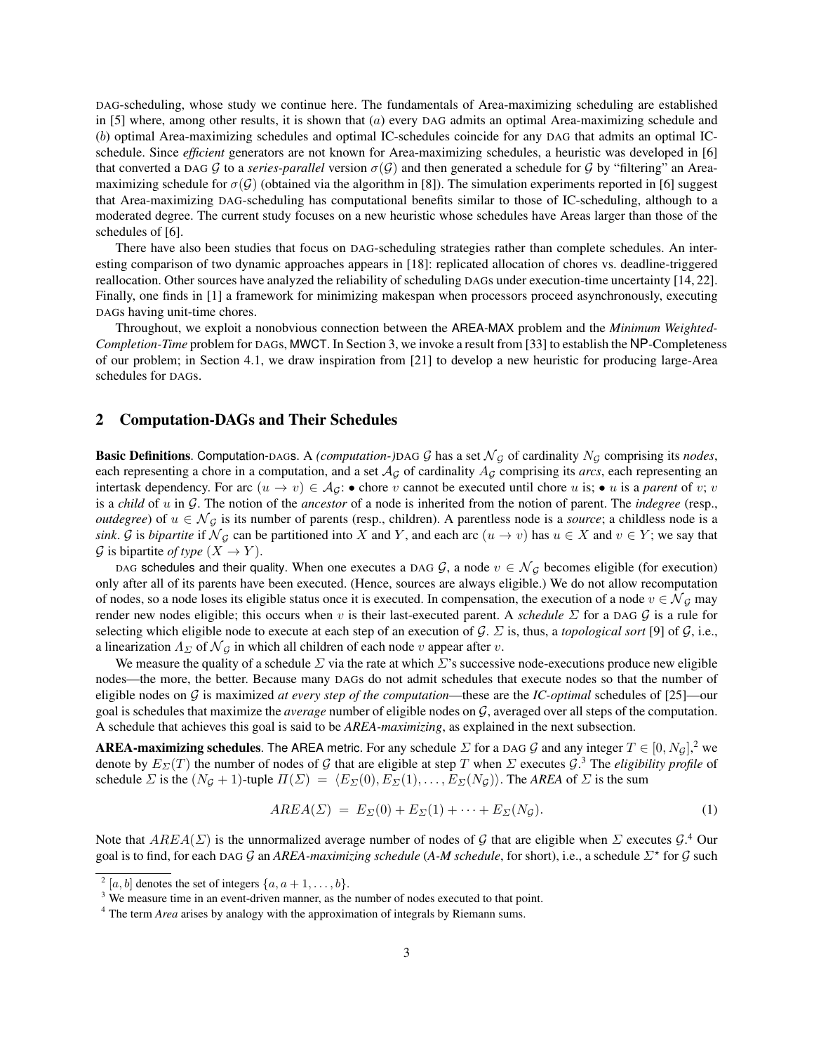DAG-scheduling, whose study we continue here. The fundamentals of Area-maximizing scheduling are established in [5] where, among other results, it is shown that ($a$) every DAG admits an optimal Area-maximizing schedule and ($b$) optimal Area-maximizing schedules and optimal IC-schedules coincide for any DAG that admits an optimal IC-schedule. Since *efficient* generators are not known for Area-maximizing schedules, a heuristic was developed in [6] that converted a DAG $\mathcal{G}$ to a *series-parallel* version $\sigma(\mathcal{G})$ and then generated a schedule for $\mathcal{G}$ by "filtering" an Area-maximizing schedule for $\sigma(\mathcal{G})$ (obtained via the algorithm in [8]). The simulation experiments reported in [6] suggest that Area-maximizing DAG-scheduling has computational benefits similar to those of IC-scheduling, although to a moderated degree. The current study focuses on a new heuristic whose schedules have Areas larger than those of the schedules of [6].

There have also been studies that focus on DAG-scheduling strategies rather than complete schedules. An interesting comparison of two dynamic approaches appears in [18]: replicated allocation of chores vs. deadline-triggered reallocation. Other sources have analyzed the reliability of scheduling DAGs under execution-time uncertainty [14, 22]. Finally, one finds in [1] a framework for minimizing makespan when processors proceed asynchronously, executing DAGs having unit-time chores.

Throughout, we exploit a nonobvious connection between the AREA-MAX problem and the *Minimum Weighted-Completion-Time* problem for DAGs, MWCT. In Section 3, we invoke a result from [33] to establish the NP-Completeness of our problem; in Section 4.1, we draw inspiration from [21] to develop a new heuristic for producing large-Area schedules for DAGs.

## 2 Computation-DAGs and Their Schedules

**Basic Definitions**. Computation-DAGs. A *(computation-)*DAG $\mathcal{G}$ has a set $\mathcal{N}_\mathcal{G}$ of cardinality $N_\mathcal{G}$ comprising its *nodes*, each representing a chore in a computation, and a set $\mathcal{A}_\mathcal{G}$ of cardinality $A_\mathcal{G}$ comprising its *arcs*, each representing an intertask dependency. For arc $(u \rightarrow v) \in \mathcal{A}_\mathcal{G}$: • chore $v$ cannot be executed until chore $u$ is; • $u$ is a *parent* of $v$; $v$ is a *child* of $u$ in $\mathcal{G}$. The notion of the *ancestor* of a node is inherited from the notion of parent. The *indegree* (resp., *outdegree*) of $u \in \mathcal{N}_\mathcal{G}$ is its number of parents (resp., children). A parentless node is a *source*; a childless node is a *sink*. $\mathcal{G}$ is *bipartite* if $\mathcal{N}_\mathcal{G}$ can be partitioned into $X$ and $Y$, and each arc $(u \rightarrow v)$ has $u \in X$ and $v \in Y$; we say that $\mathcal{G}$ is bipartite *of type* $(X \rightarrow Y)$.

DAG schedules and their quality. When one executes a DAG $\mathcal{G}$, a node $v \in \mathcal{N}_\mathcal{G}$ becomes eligible (for execution) only after all of its parents have been executed. (Hence, sources are always eligible.) We do not allow recomputation of nodes, so a node loses its eligible status once it is executed. In compensation, the execution of a node $v \in \mathcal{N}_\mathcal{G}$ may render new nodes eligible; this occurs when $v$ is their last-executed parent. A *schedule* $\Sigma$ for a DAG $\mathcal{G}$ is a rule for selecting which eligible node to execute at each step of an execution of $\mathcal{G}$. $\Sigma$ is, thus, a *topological sort* [9] of $\mathcal{G}$, i.e., a linearization $\Lambda_\Sigma$ of $\mathcal{N}_\mathcal{G}$ in which all children of each node $v$ appear after $v$.

We measure the quality of a schedule $\Sigma$ via the rate at which $\Sigma$'s successive node-executions produce new eligible nodes—the more, the better. Because many DAGs do not admit schedules that execute nodes so that the number of eligible nodes on $\mathcal{G}$ is maximized *at every step of the computation*—these are the *IC-optimal* schedules of [25]—our goal is schedules that maximize the *average* number of eligible nodes on $\mathcal{G}$, averaged over all steps of the computation. A schedule that achieves this goal is said to be *AREA-maximizing*, as explained in the next subsection.

**AREA-maximizing schedules**. The AREA metric. For any schedule $\Sigma$ for a DAG $\mathcal{G}$ and any integer $T \in [0, N_\mathcal{G}]$,[2] we denote by $E_\Sigma(T)$ the number of nodes of $\mathcal{G}$ that are eligible at step $T$ when $\Sigma$ executes $\mathcal{G}$.[3] The *eligibility profile* of schedule $\Sigma$ is the $(N_\mathcal{G}+1)$-tuple $\Pi(\Sigma) = \langle E_\Sigma(0), E_\Sigma(1), \ldots, E_\Sigma(N_\mathcal{G})\rangle$. The *AREA* of $\Sigma$ is the sum

$$AREA(\Sigma) \;=\; E_\Sigma(0) + E_\Sigma(1) + \cdots + E_\Sigma(N_\mathcal{G}). \tag{1}$$

Note that $AREA(\Sigma)$ is the unnormalized average number of nodes of $\mathcal{G}$ that are eligible when $\Sigma$ executes $\mathcal{G}$.[4] Our goal is to find, for each DAG $\mathcal{G}$ an *AREA-maximizing schedule* (*A-M schedule*, for short), i.e., a schedule $\Sigma^\star$ for $\mathcal{G}$ such

[2] $[a, b]$ denotes the set of integers $\{a, a+1, \ldots, b\}$.

[3] We measure time in an event-driven manner, as the number of nodes executed to that point.

[4] The term *Area* arises by analogy with the approximation of integrals by Riemann sums.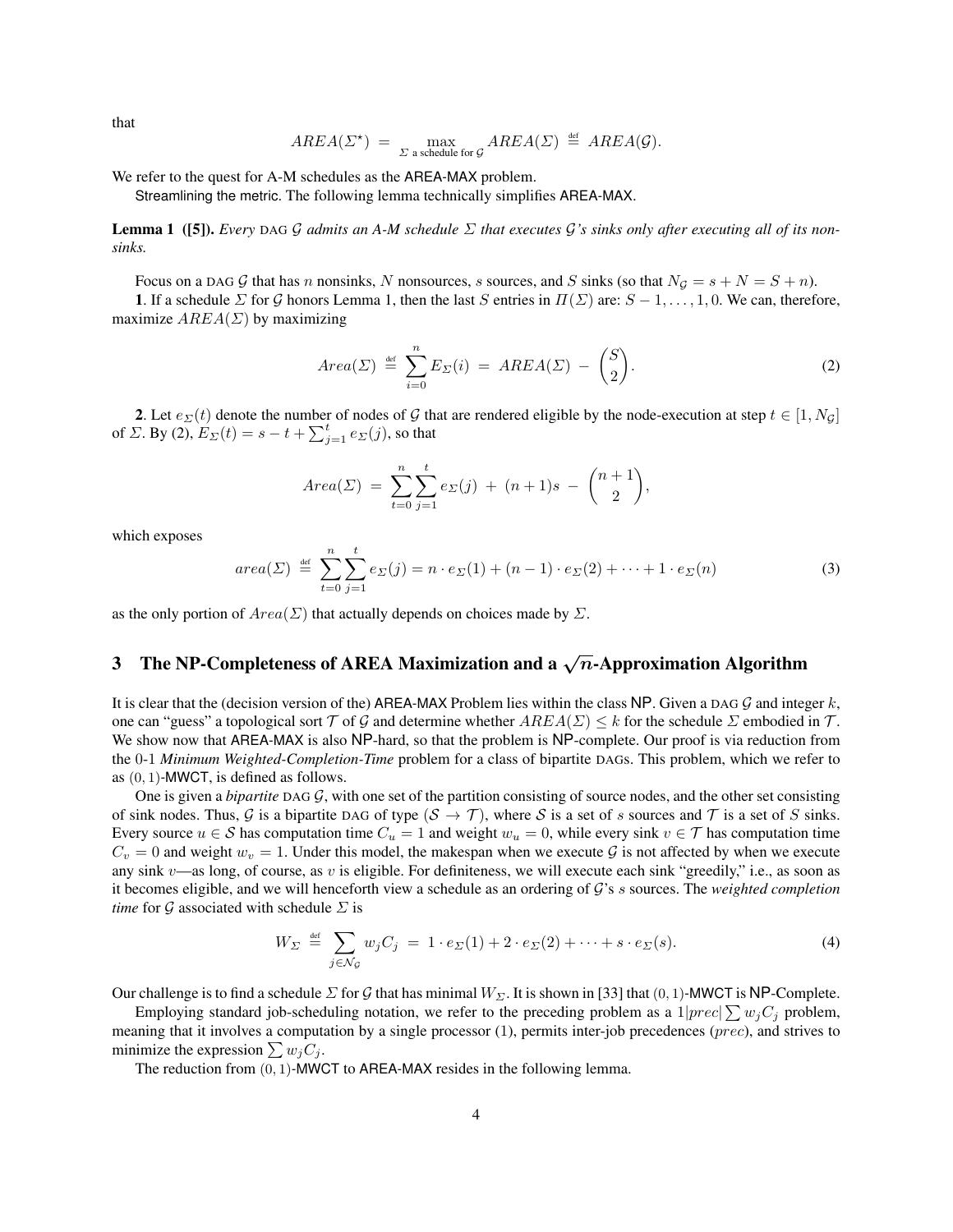that

$$AREA(\Sigma^\star) \ = \ \max_{\Sigma \text{ a schedule for } \mathcal{G}} AREA(\Sigma) \ \stackrel{\text{def}}{=} \ AREA(\mathcal{G}).$$

We refer to the quest for A-M schedules as the AREA-MAX problem.

Streamlining the metric. The following lemma technically simplifies AREA-MAX.

**Lemma 1 ([5]).** *Every* DAG $\mathcal{G}$ *admits an A-M schedule* $\Sigma$ *that executes* $\mathcal{G}$*'s sinks only after executing all of its nonsinks.*

Focus on a DAG $\mathcal{G}$ that has $n$ nonsinks, $N$ nonsources, $s$ sources, and $S$ sinks (so that $N_{\mathcal{G}} = s + N = S + n$).

**1**. If a schedule $\Sigma$ for $\mathcal{G}$ honors Lemma 1, then the last $S$ entries in $\Pi(\Sigma)$ are: $S-1, \ldots, 1, 0$. We can, therefore, maximize $AREA(\Sigma)$ by maximizing

$$Area(\Sigma) \ \stackrel{\text{def}}{=} \ \sum_{i=0}^{n} E_\Sigma(i) \ = \ AREA(\Sigma) \ - \ \binom{S}{2}. \tag{2}$$

**2**. Let $e_\Sigma(t)$ denote the number of nodes of $\mathcal{G}$ that are rendered eligible by the node-execution at step $t \in [1, N_{\mathcal{G}}]$ of $\Sigma$. By (2), $E_\Sigma(t) = s - t + \sum_{j=1}^{t} e_\Sigma(j)$, so that

$$Area(\Sigma) \ = \ \sum_{t=0}^{n} \sum_{j=1}^{t} e_\Sigma(j) \ + \ (n+1)s \ - \ \binom{n+1}{2},$$

which exposes

$$area(\Sigma) \ \stackrel{\text{def}}{=} \ \sum_{t=0}^{n} \sum_{j=1}^{t} e_\Sigma(j) = n \cdot e_\Sigma(1) + (n-1) \cdot e_\Sigma(2) + \cdots + 1 \cdot e_\Sigma(n) \tag{3}$$

as the only portion of $Area(\Sigma)$ that actually depends on choices made by $\Sigma$.

## 3 The NP-Completeness of AREA Maximization and a $\sqrt{n}$-Approximation Algorithm

It is clear that the (decision version of the) AREA-MAX Problem lies within the class NP. Given a DAG $\mathcal{G}$ and integer $k$, one can "guess" a topological sort $\mathcal{T}$ of $\mathcal{G}$ and determine whether $AREA(\Sigma) \leq k$ for the schedule $\Sigma$ embodied in $\mathcal{T}$. We show now that AREA-MAX is also NP-hard, so that the problem is NP-complete. Our proof is via reduction from the 0-1 *Minimum Weighted-Completion-Time* problem for a class of bipartite DAGs. This problem, which we refer to as $(0,1)$-MWCT, is defined as follows.

One is given a *bipartite* DAG $\mathcal{G}$, with one set of the partition consisting of source nodes, and the other set consisting of sink nodes. Thus, $\mathcal{G}$ is a bipartite DAG of type $(\mathcal{S} \rightarrow \mathcal{T})$, where $\mathcal{S}$ is a set of $s$ sources and $\mathcal{T}$ is a set of $S$ sinks. Every source $u \in \mathcal{S}$ has computation time $C_u = 1$ and weight $w_u = 0$, while every sink $v \in \mathcal{T}$ has computation time $C_v = 0$ and weight $w_v = 1$. Under this model, the makespan when we execute $\mathcal{G}$ is not affected by when we execute any sink $v$—as long, of course, as $v$ is eligible. For definiteness, we will execute each sink "greedily," i.e., as soon as it becomes eligible, and we will henceforth view a schedule as an ordering of $\mathcal{G}$'s $s$ sources. The *weighted completion time* for $\mathcal{G}$ associated with schedule $\Sigma$ is

$$W_\Sigma \ \stackrel{\text{def}}{=} \ \sum_{j \in \mathcal{N}_{\mathcal{G}}} w_j C_j \ = \ 1 \cdot e_\Sigma(1) + 2 \cdot e_\Sigma(2) + \cdots + s \cdot e_\Sigma(s). \tag{4}$$

Our challenge is to find a schedule $\Sigma$ for $\mathcal{G}$ that has minimal $W_\Sigma$. It is shown in [33] that $(0,1)$-MWCT is NP-Complete.

Employing standard job-scheduling notation, we refer to the preceding problem as a $1|prec|\sum w_j C_j$ problem, meaning that it involves a computation by a single processor (1), permits inter-job precedences ($prec$), and strives to minimize the expression $\sum w_j C_j$.

The reduction from $(0,1)$-MWCT to AREA-MAX resides in the following lemma.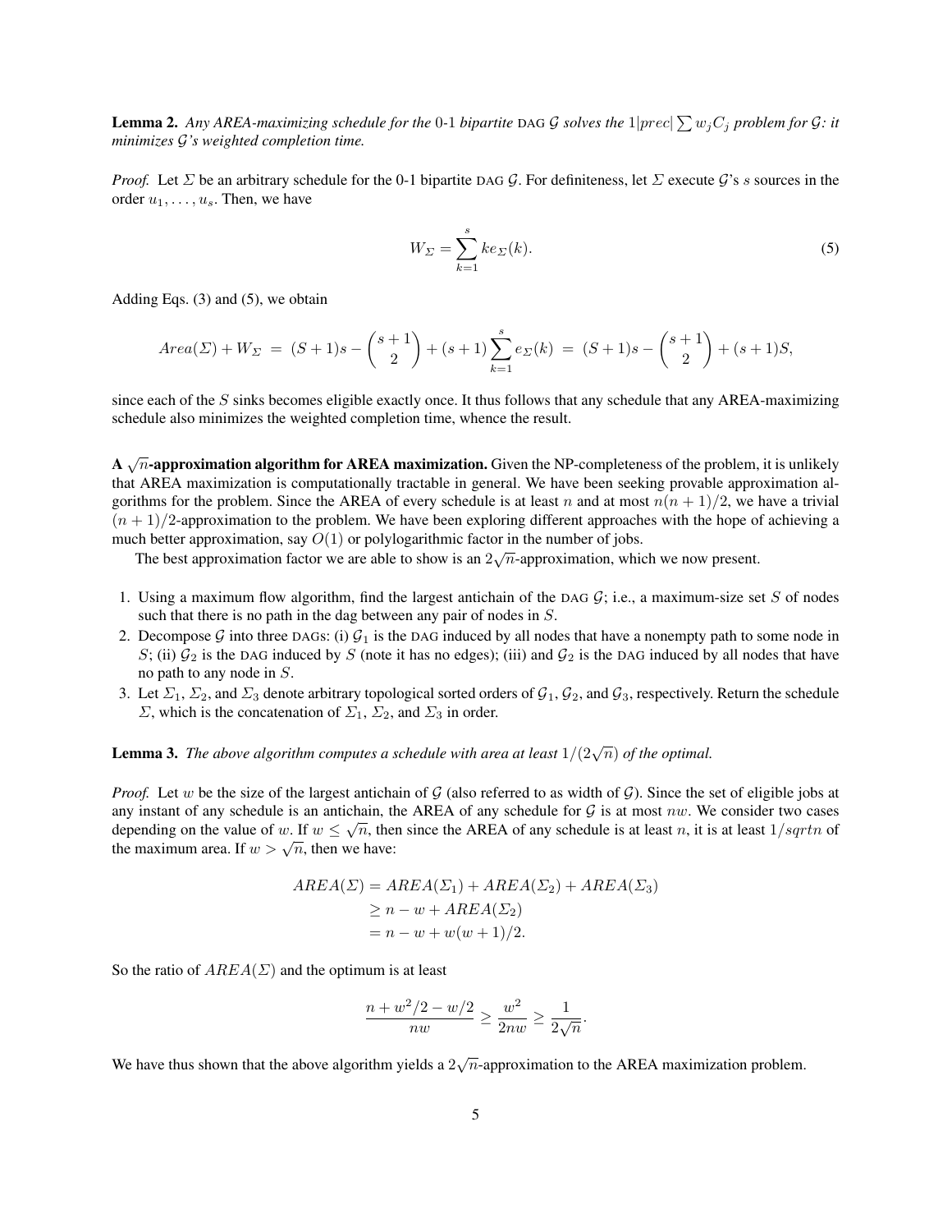**Lemma 2.** *Any AREA-maximizing schedule for the 0-1 bipartite* DAG $\mathcal{G}$ *solves the* $1|prec|\sum w_j C_j$ *problem for* $\mathcal{G}$*: it minimizes* $\mathcal{G}$*'s weighted completion time.*

*Proof.* Let $\Sigma$ be an arbitrary schedule for the 0-1 bipartite DAG $\mathcal{G}$. For definiteness, let $\Sigma$ execute $\mathcal{G}$'s $s$ sources in the order $u_1, \ldots, u_s$. Then, we have

$$W_\Sigma = \sum_{k=1}^{s} k e_\Sigma(k). \tag{5}$$

Adding Eqs. (3) and (5), we obtain

$$Area(\Sigma) + W_\Sigma \;=\; (S+1)s - \binom{s+1}{2} + (s+1)\sum_{k=1}^{s} e_\Sigma(k) \;=\; (S+1)s - \binom{s+1}{2} + (s+1)S,$$

since each of the $S$ sinks becomes eligible exactly once. It thus follows that any schedule that any AREA-maximizing schedule also minimizes the weighted completion time, whence the result.

**A $\sqrt{n}$-approximation algorithm for AREA maximization.** Given the NP-completeness of the problem, it is unlikely that AREA maximization is computationally tractable in general. We have been seeking provable approximation algorithms for the problem. Since the AREA of every schedule is at least $n$ and at most $n(n+1)/2$, we have a trivial $(n+1)/2$-approximation to the problem. We have been exploring different approaches with the hope of achieving a much better approximation, say $O(1)$ or polylogarithmic factor in the number of jobs.

The best approximation factor we are able to show is an $2\sqrt{n}$-approximation, which we now present.

1. Using a maximum flow algorithm, find the largest antichain of the DAG $\mathcal{G}$; i.e., a maximum-size set $S$ of nodes such that there is no path in the dag between any pair of nodes in $S$.
2. Decompose $\mathcal{G}$ into three DAGs: (i) $\mathcal{G}_1$ is the DAG induced by all nodes that have a nonempty path to some node in $S$; (ii) $\mathcal{G}_2$ is the DAG induced by $S$ (note it has no edges); (iii) and $\mathcal{G}_2$ is the DAG induced by all nodes that have no path to any node in $S$.
3. Let $\Sigma_1$, $\Sigma_2$, and $\Sigma_3$ denote arbitrary topological sorted orders of $\mathcal{G}_1$, $\mathcal{G}_2$, and $\mathcal{G}_3$, respectively. Return the schedule $\Sigma$, which is the concatenation of $\Sigma_1$, $\Sigma_2$, and $\Sigma_3$ in order.

**Lemma 3.** *The above algorithm computes a schedule with area at least* $1/(2\sqrt{n})$ *of the optimal.*

*Proof.* Let $w$ be the size of the largest antichain of $\mathcal{G}$ (also referred to as width of $\mathcal{G}$). Since the set of eligible jobs at any instant of any schedule is an antichain, the AREA of any schedule for $\mathcal{G}$ is at most $nw$. We consider two cases depending on the value of $w$. If $w \le \sqrt{n}$, then since the AREA of any schedule is at least $n$, it is at least $1/sqrtn$ of the maximum area. If $w > \sqrt{n}$, then we have:

$$\begin{aligned}
AREA(\Sigma) &= AREA(\Sigma_1) + AREA(\Sigma_2) + AREA(\Sigma_3) \\
&\ge n - w + AREA(\Sigma_2) \\
&= n - w + w(w+1)/2.
\end{aligned}$$

So the ratio of $AREA(\Sigma)$ and the optimum is at least

$$\frac{n + w^2/2 - w/2}{nw} \ge \frac{w^2}{2nw} \ge \frac{1}{2\sqrt{n}}.$$

We have thus shown that the above algorithm yields a $2\sqrt{n}$-approximation to the AREA maximization problem.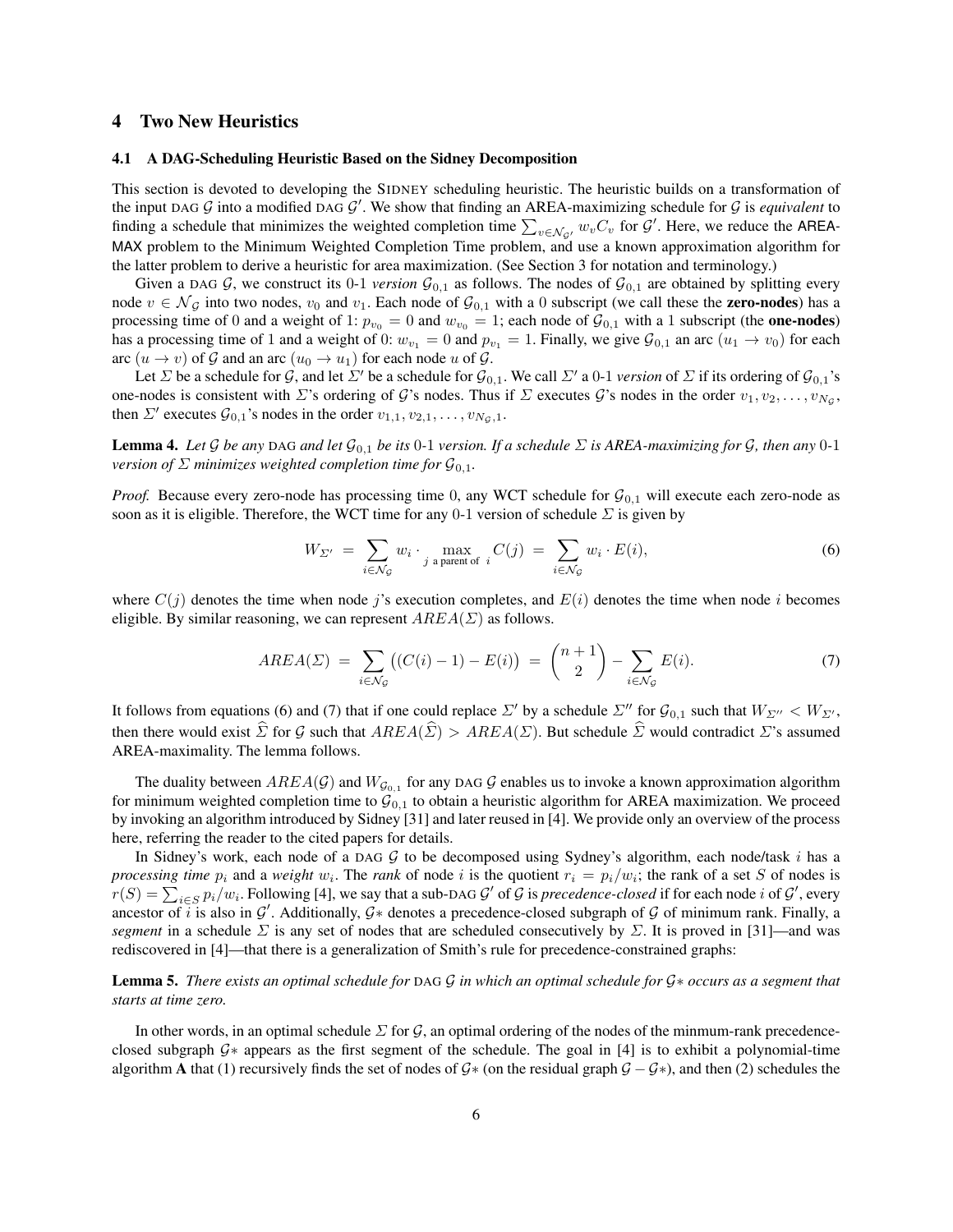## 4 Two New Heuristics

### 4.1 A DAG-Scheduling Heuristic Based on the Sidney Decomposition

This section is devoted to developing the SIDNEY scheduling heuristic. The heuristic builds on a transformation of the input DAG $\mathcal{G}$ into a modified DAG $\mathcal{G}'$. We show that finding an AREA-maximizing schedule for $\mathcal{G}$ is *equivalent* to finding a schedule that minimizes the weighted completion time $\sum_{v \in \mathcal{N}_{\mathcal{G}'}} w_v C_v$ for $\mathcal{G}'$. Here, we reduce the AREA-MAX problem to the Minimum Weighted Completion Time problem, and use a known approximation algorithm for the latter problem to derive a heuristic for area maximization. (See Section 3 for notation and terminology.)

Given a DAG $\mathcal{G}$, we construct its 0-1 *version* $\mathcal{G}_{0,1}$ as follows. The nodes of $\mathcal{G}_{0,1}$ are obtained by splitting every node $v \in \mathcal{N}_{\mathcal{G}}$ into two nodes, $v_0$ and $v_1$. Each node of $\mathcal{G}_{0,1}$ with a 0 subscript (we call these the **zero-nodes**) has a processing time of 0 and a weight of 1: $p_{v_0} = 0$ and $w_{v_0} = 1$; each node of $\mathcal{G}_{0,1}$ with a 1 subscript (the **one-nodes**) has a processing time of 1 and a weight of 0: $w_{v_1} = 0$ and $p_{v_1} = 1$. Finally, we give $\mathcal{G}_{0,1}$ an arc $(u_1 \to v_0)$ for each arc $(u \to v)$ of $\mathcal{G}$ and an arc $(u_0 \to u_1)$ for each node $u$ of $\mathcal{G}$.

Let $\Sigma$ be a schedule for $\mathcal{G}$, and let $\Sigma'$ be a schedule for $\mathcal{G}_{0,1}$. We call $\Sigma'$ a 0-1 *version* of $\Sigma$ if its ordering of $\mathcal{G}_{0,1}$'s one-nodes is consistent with $\Sigma$'s ordering of $\mathcal{G}$'s nodes. Thus if $\Sigma$ executes $\mathcal{G}$'s nodes in the order $v_1, v_2, \ldots, v_{N_{\mathcal{G}}}$, then $\Sigma'$ executes $\mathcal{G}_{0,1}$'s nodes in the order $v_{1,1}, v_{2,1}, \ldots, v_{N_{\mathcal{G}},1}$.

**Lemma 4.** *Let $\mathcal{G}$ be any* DAG *and let $\mathcal{G}_{0,1}$ be its* 0-1 *version. If a schedule $\Sigma$ is AREA-maximizing for $\mathcal{G}$, then any* 0-1 *version of $\Sigma$ minimizes weighted completion time for $\mathcal{G}_{0,1}$.*

*Proof.* Because every zero-node has processing time 0, any WCT schedule for $\mathcal{G}_{0,1}$ will execute each zero-node as soon as it is eligible. Therefore, the WCT time for any 0-1 version of schedule $\Sigma$ is given by

$$W_{\Sigma'} \;=\; \sum_{i \in \mathcal{N}_{\mathcal{G}}} w_i \cdot \max_{j \text{ a parent of } i} C(j) \;=\; \sum_{i \in \mathcal{N}_{\mathcal{G}}} w_i \cdot E(i), \tag{6}$$

where $C(j)$ denotes the time when node $j$'s execution completes, and $E(i)$ denotes the time when node $i$ becomes eligible. By similar reasoning, we can represent $AREA(\Sigma)$ as follows.

$$AREA(\Sigma) \;=\; \sum_{i \in \mathcal{N}_{\mathcal{G}}} \big((C(i) - 1) - E(i)\big) \;=\; \binom{n+1}{2} - \sum_{i \in \mathcal{N}_{\mathcal{G}}} E(i). \tag{7}$$

It follows from equations (6) and (7) that if one could replace $\Sigma'$ by a schedule $\Sigma''$ for $\mathcal{G}_{0,1}$ such that $W_{\Sigma''} < W_{\Sigma'}$, then there would exist $\widehat{\Sigma}$ for $\mathcal{G}$ such that $AREA(\widehat{\Sigma}) > AREA(\Sigma)$. But schedule $\widehat{\Sigma}$ would contradict $\Sigma$'s assumed AREA-maximality. The lemma follows.

The duality between $AREA(\mathcal{G})$ and $W_{\mathcal{G}_{0,1}}$ for any DAG $\mathcal{G}$ enables us to invoke a known approximation algorithm for minimum weighted completion time to $\mathcal{G}_{0,1}$ to obtain a heuristic algorithm for AREA maximization. We proceed by invoking an algorithm introduced by Sidney [31] and later reused in [4]. We provide only an overview of the process here, referring the reader to the cited papers for details.

In Sidney's work, each node of a DAG $\mathcal{G}$ to be decomposed using Sydney's algorithm, each node/task $i$ has a *processing time* $p_i$ and a *weight* $w_i$. The *rank* of node $i$ is the quotient $r_i = p_i/w_i$; the rank of a set $S$ of nodes is $r(S) = \sum_{i \in S} p_i/w_i$. Following [4], we say that a sub-DAG $\mathcal{G}'$ of $\mathcal{G}$ is *precedence-closed* if for each node $i$ of $\mathcal{G}'$, every ancestor of $i$ is also in $\mathcal{G}'$. Additionally, $\mathcal{G}*$ denotes a precedence-closed subgraph of $\mathcal{G}$ of minimum rank. Finally, a *segment* in a schedule $\Sigma$ is any set of nodes that are scheduled consecutively by $\Sigma$. It is proved in [31]—and was rediscovered in [4]—that there is a generalization of Smith's rule for precedence-constrained graphs:

**Lemma 5.** *There exists an optimal schedule for* DAG $\mathcal{G}$ *in which an optimal schedule for $\mathcal{G}*$ occurs as a segment that starts at time zero.*

In other words, in an optimal schedule $\Sigma$ for $\mathcal{G}$, an optimal ordering of the nodes of the minmum-rank precedence-closed subgraph $\mathcal{G}*$ appears as the first segment of the schedule. The goal in [4] is to exhibit a polynomial-time algorithm **A** that (1) recursively finds the set of nodes of $\mathcal{G}*$ (on the residual graph $\mathcal{G} - \mathcal{G}*$), and then (2) schedules the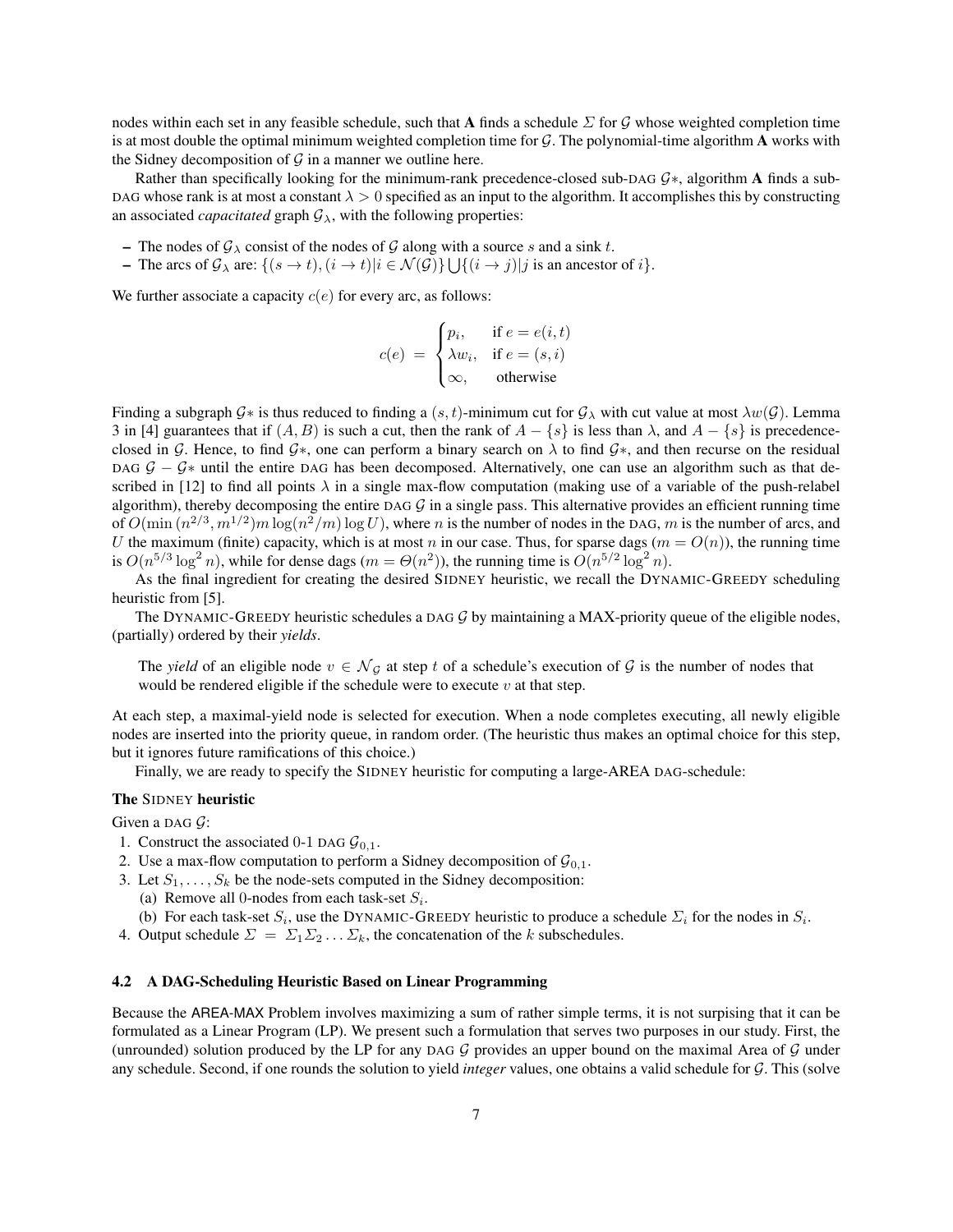nodes within each set in any feasible schedule, such that **A** finds a schedule $\Sigma$ for $\mathcal{G}$ whose weighted completion time is at most double the optimal minimum weighted completion time for $\mathcal{G}$. The polynomial-time algorithm **A** works with the Sidney decomposition of $\mathcal{G}$ in a manner we outline here.

Rather than specifically looking for the minimum-rank precedence-closed sub-DAG $\mathcal{G}*$, algorithm **A** finds a sub-DAG whose rank is at most a constant $\lambda > 0$ specified as an input to the algorithm. It accomplishes this by constructing an associated *capacitated* graph $\mathcal{G}_\lambda$, with the following properties:

– The nodes of $\mathcal{G}_\lambda$ consist of the nodes of $\mathcal{G}$ along with a source $s$ and a sink $t$.
– The arcs of $\mathcal{G}_\lambda$ are: $\{(s \rightarrow t), (i \rightarrow t) | i \in \mathcal{N}(\mathcal{G})\} \bigcup \{(i \rightarrow j) | j \text{ is an ancestor of } i\}$.

We further associate a capacity $c(e)$ for every arc, as follows:

$$c(e) \;=\; \begin{cases} p_i, & \text{if } e = e(i,t) \\ \lambda w_i, & \text{if } e = (s,i) \\ \infty, & \text{otherwise} \end{cases}$$

Finding a subgraph $\mathcal{G}*$ is thus reduced to finding a $(s,t)$-minimum cut for $\mathcal{G}_\lambda$ with cut value at most $\lambda w(\mathcal{G})$. Lemma 3 in [4] guarantees that if $(A, B)$ is such a cut, then the rank of $A - \{s\}$ is less than $\lambda$, and $A - \{s\}$ is precedence-closed in $\mathcal{G}$. Hence, to find $\mathcal{G}*$, one can perform a binary search on $\lambda$ to find $\mathcal{G}*$, and then recurse on the residual DAG $\mathcal{G} - \mathcal{G}*$ until the entire DAG has been decomposed. Alternatively, one can use an algorithm such as that described in [12] to find all points $\lambda$ in a single max-flow computation (making use of a variable of the push-relabel algorithm), thereby decomposing the entire DAG $\mathcal{G}$ in a single pass. This alternative provides an efficient running time of $O(\min(n^{2/3}, m^{1/2}) m \log(n^2/m) \log U)$, where $n$ is the number of nodes in the DAG, $m$ is the number of arcs, and $U$ the maximum (finite) capacity, which is at most $n$ in our case. Thus, for sparse dags ($m = O(n)$), the running time is $O(n^{5/3} \log^2 n)$, while for dense dags ($m = \Theta(n^2)$), the running time is $O(n^{5/2} \log^2 n)$.

As the final ingredient for creating the desired SIDNEY heuristic, we recall the DYNAMIC-GREEDY scheduling heuristic from [5].

The DYNAMIC-GREEDY heuristic schedules a DAG $\mathcal{G}$ by maintaining a MAX-priority queue of the eligible nodes, (partially) ordered by their *yields*.

> The *yield* of an eligible node $v \in \mathcal{N}_\mathcal{G}$ at step $t$ of a schedule's execution of $\mathcal{G}$ is the number of nodes that would be rendered eligible if the schedule were to execute $v$ at that step.

At each step, a maximal-yield node is selected for execution. When a node completes executing, all newly eligible nodes are inserted into the priority queue, in random order. (The heuristic thus makes an optimal choice for this step, but it ignores future ramifications of this choice.)

Finally, we are ready to specify the SIDNEY heuristic for computing a large-AREA DAG-schedule:

**The SIDNEY heuristic**

Given a DAG $\mathcal{G}$:

1. Construct the associated 0-1 DAG $\mathcal{G}_{0,1}$.
2. Use a max-flow computation to perform a Sidney decomposition of $\mathcal{G}_{0,1}$.
3. Let $S_1, \ldots, S_k$ be the node-sets computed in the Sidney decomposition:
   (a) Remove all 0-nodes from each task-set $S_i$.
   (b) For each task-set $S_i$, use the DYNAMIC-GREEDY heuristic to produce a schedule $\Sigma_i$ for the nodes in $S_i$.
4. Output schedule $\Sigma \;=\; \Sigma_1 \Sigma_2 \ldots \Sigma_k$, the concatenation of the $k$ subschedules.

### 4.2 A DAG-Scheduling Heuristic Based on Linear Programming

Because the AREA-MAX Problem involves maximizing a sum of rather simple terms, it is not surpising that it can be formulated as a Linear Program (LP). We present such a formulation that serves two purposes in our study. First, the (unrounded) solution produced by the LP for any DAG $\mathcal{G}$ provides an upper bound on the maximal Area of $\mathcal{G}$ under any schedule. Second, if one rounds the solution to yield *integer* values, one obtains a valid schedule for $\mathcal{G}$. This (solve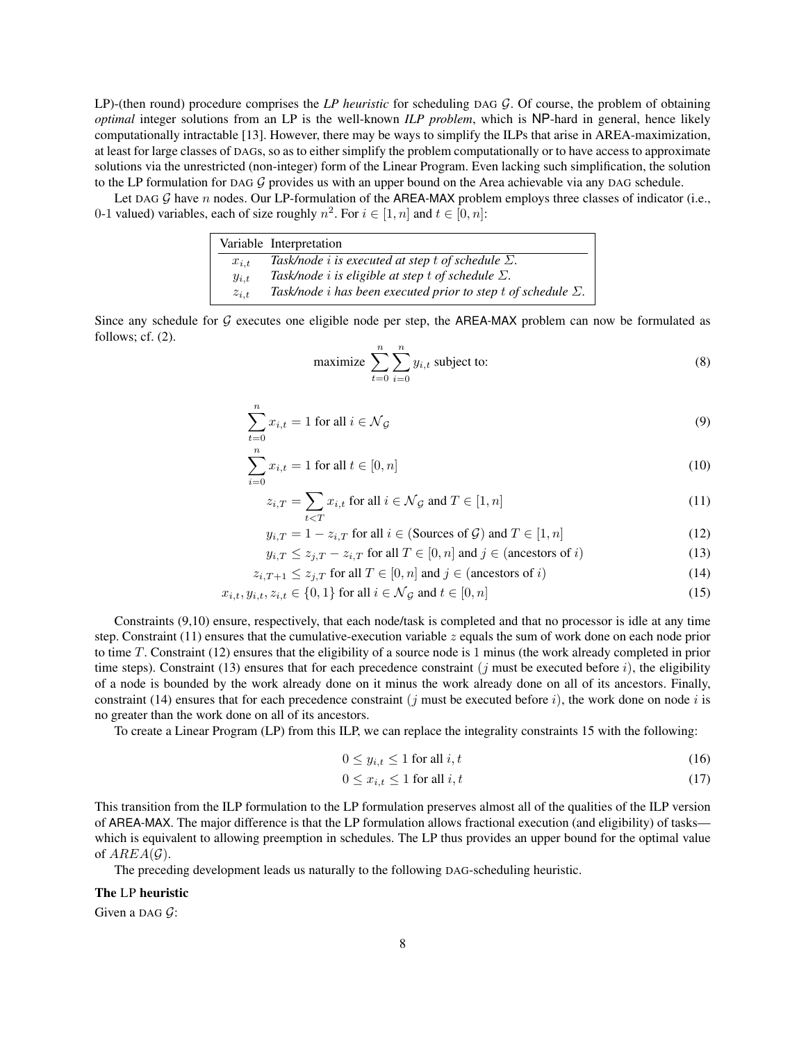LP)-(then round) procedure comprises the *LP heuristic* for scheduling DAG $\mathcal{G}$. Of course, the problem of obtaining *optimal* integer solutions from an LP is the well-known *ILP problem*, which is NP-hard in general, hence likely computationally intractable [13]. However, there may be ways to simplify the ILPs that arise in AREA-maximization, at least for large classes of DAGs, so as to either simplify the problem computationally or to have access to approximate solutions via the unrestricted (non-integer) form of the Linear Program. Even lacking such simplification, the solution to the LP formulation for DAG $\mathcal{G}$ provides us with an upper bound on the Area achievable via any DAG schedule.

Let DAG $\mathcal{G}$ have $n$ nodes. Our LP-formulation of the AREA-MAX problem employs three classes of indicator (i.e., 0-1 valued) variables, each of size roughly $n^2$. For $i \in [1, n]$ and $t \in [0, n]$:

| Variable | Interpretation |
|---|---|
| $x_{i,t}$ | *Task/node $i$ is executed at step $t$ of schedule $\Sigma$.* |
| $y_{i,t}$ | *Task/node $i$ is eligible at step $t$ of schedule $\Sigma$.* |
| $z_{i,t}$ | *Task/node $i$ has been executed prior to step $t$ of schedule $\Sigma$.* |

Since any schedule for $\mathcal{G}$ executes one eligible node per step, the AREA-MAX problem can now be formulated as follows; cf. (2).

$$\text{maximize } \sum_{t=0}^{n} \sum_{i=0}^{n} y_{i,t} \text{ subject to:} \tag{8}$$

$$\sum_{t=0}^{n} x_{i,t} = 1 \text{ for all } i \in \mathcal{N}_{\mathcal{G}} \tag{9}$$

$$\sum_{i=0}^{n} x_{i,t} = 1 \text{ for all } t \in [0, n] \tag{10}$$

$$z_{i,T} = \sum_{t<T} x_{i,t} \text{ for all } i \in \mathcal{N}_{\mathcal{G}} \text{ and } T \in [1, n] \tag{11}$$

$$y_{i,T} = 1 - z_{i,T} \text{ for all } i \in (\text{Sources of } \mathcal{G}) \text{ and } T \in [1, n] \tag{12}$$

$$y_{i,T} \leq z_{j,T} - z_{i,T} \text{ for all } T \in [0, n] \text{ and } j \in (\text{ancestors of } i) \tag{13}$$

$$z_{i,T+1} \leq z_{j,T} \text{ for all } T \in [0, n] \text{ and } j \in (\text{ancestors of } i) \tag{14}$$

$$x_{i,t}, y_{i,t}, z_{i,t} \in \{0, 1\} \text{ for all } i \in \mathcal{N}_{\mathcal{G}} \text{ and } t \in [0, n] \tag{15}$$

Constraints (9,10) ensure, respectively, that each node/task is completed and that no processor is idle at any time step. Constraint (11) ensures that the cumulative-execution variable $z$ equals the sum of work done on each node prior to time $T$. Constraint (12) ensures that the eligibility of a source node is 1 minus (the work already completed in prior time steps). Constraint (13) ensures that for each precedence constraint ($j$ must be executed before $i$), the eligibility of a node is bounded by the work already done on it minus the work already done on all of its ancestors. Finally, constraint (14) ensures that for each precedence constraint ($j$ must be executed before $i$), the work done on node $i$ is no greater than the work done on all of its ancestors.

To create a Linear Program (LP) from this ILP, we can replace the integrality constraints 15 with the following:

$$0 \leq y_{i,t} \leq 1 \text{ for all } i, t \tag{16}$$

$$0 \leq x_{i,t} \leq 1 \text{ for all } i, t \tag{17}$$

This transition from the ILP formulation to the LP formulation preserves almost all of the qualities of the ILP version of AREA-MAX. The major difference is that the LP formulation allows fractional execution (and eligibility) of tasks—which is equivalent to allowing preemption in schedules. The LP thus provides an upper bound for the optimal value of $AREA(\mathcal{G})$.

The preceding development leads us naturally to the following DAG-scheduling heuristic.

**The LP heuristic**

Given a DAG $\mathcal{G}$: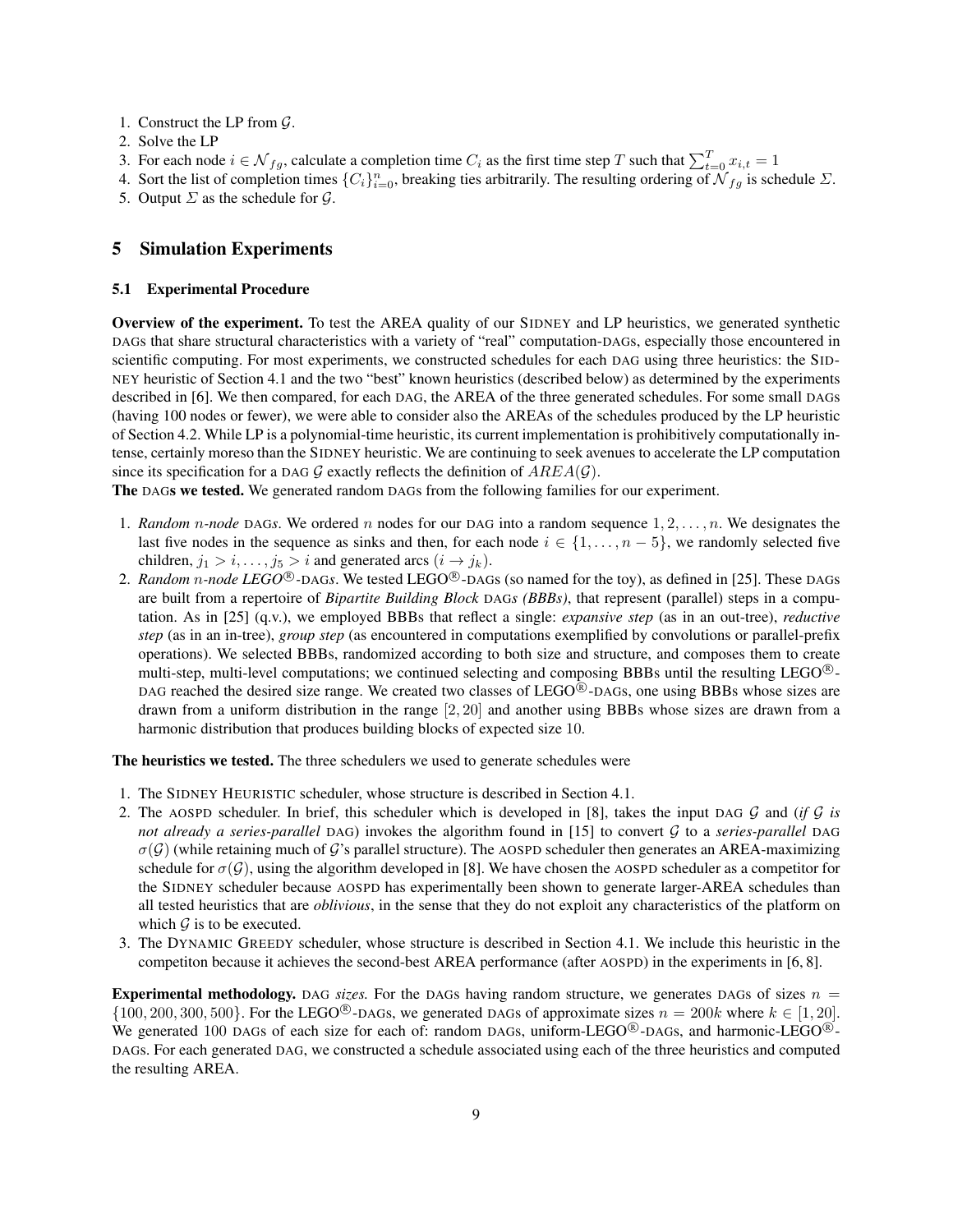1. Construct the LP from $\mathcal{G}$.
2. Solve the LP
3. For each node $i \in \mathcal{N}_{fg}$, calculate a completion time $C_i$ as the first time step $T$ such that $\sum_{t=0}^{T} x_{i,t} = 1$
4. Sort the list of completion times $\{C_i\}_{i=0}^{n}$, breaking ties arbitrarily. The resulting ordering of $\mathcal{N}_{fg}$ is schedule $\Sigma$.
5. Output $\Sigma$ as the schedule for $\mathcal{G}$.

## 5 Simulation Experiments

### 5.1 Experimental Procedure

**Overview of the experiment.** To test the AREA quality of our SIDNEY and LP heuristics, we generated synthetic DAGs that share structural characteristics with a variety of "real" computation-DAGs, especially those encountered in scientific computing. For most experiments, we constructed schedules for each DAG using three heuristics: the SIDNEY heuristic of Section 4.1 and the two "best" known heuristics (described below) as determined by the experiments described in [6]. We then compared, for each DAG, the AREA of the three generated schedules. For some small DAGs (having 100 nodes or fewer), we were able to consider also the AREAs of the schedules produced by the LP heuristic of Section 4.2. While LP is a polynomial-time heuristic, its current implementation is prohibitively computationally intense, certainly moreso than the SIDNEY heuristic. We are continuing to seek avenues to accelerate the LP computation since its specification for a DAG $\mathcal{G}$ exactly reflects the definition of $AREA(\mathcal{G})$.

**The DAGs we tested.** We generated random DAGs from the following families for our experiment.

1. *Random $n$-node* DAG*s*. We ordered $n$ nodes for our DAG into a random sequence $1, 2, \ldots, n$. We designates the last five nodes in the sequence as sinks and then, for each node $i \in \{1, \ldots, n-5\}$, we randomly selected five children, $j_1 > i, \ldots, j_5 > i$ and generated arcs $(i \rightarrow j_k)$.
2. *Random $n$-node LEGO®*-DAG*s*. We tested LEGO®-DAGs (so named for the toy), as defined in [25]. These DAGs are built from a repertoire of *Bipartite Building Block* DAG*s (BBBs)*, that represent (parallel) steps in a computation. As in [25] (q.v.), we employed BBBs that reflect a single: *expansive step* (as in an out-tree), *reductive step* (as in an in-tree), *group step* (as encountered in computations exemplified by convolutions or parallel-prefix operations). We selected BBBs, randomized according to both size and structure, and composes them to create multi-step, multi-level computations; we continued selecting and composing BBBs until the resulting LEGO®-DAG reached the desired size range. We created two classes of LEGO®-DAGs, one using BBBs whose sizes are drawn from a uniform distribution in the range $[2, 20]$ and another using BBBs whose sizes are drawn from a harmonic distribution that produces building blocks of expected size 10.

**The heuristics we tested.** The three schedulers we used to generate schedules were

1. The SIDNEY HEURISTIC scheduler, whose structure is described in Section 4.1.
2. The AOSPD scheduler. In brief, this scheduler which is developed in [8], takes the input DAG $\mathcal{G}$ and (*if $\mathcal{G}$ is not already a series-parallel* DAG) invokes the algorithm found in [15] to convert $\mathcal{G}$ to a *series-parallel* DAG $\sigma(\mathcal{G})$ (while retaining much of $\mathcal{G}$'s parallel structure). The AOSPD scheduler then generates an AREA-maximizing schedule for $\sigma(\mathcal{G})$, using the algorithm developed in [8]. We have chosen the AOSPD scheduler as a competitor for the SIDNEY scheduler because AOSPD has experimentally been shown to generate larger-AREA schedules than all tested heuristics that are *oblivious*, in the sense that they do not exploit any characteristics of the platform on which $\mathcal{G}$ is to be executed.
3. The DYNAMIC GREEDY scheduler, whose structure is described in Section 4.1. We include this heuristic in the competiton because it achieves the second-best AREA performance (after AOSPD) in the experiments in [6, 8].

**Experimental methodology.** DAG *sizes.* For the DAGs having random structure, we generates DAGs of sizes $n = \{100, 200, 300, 500\}$. For the LEGO®-DAGs, we generated DAGs of approximate sizes $n = 200k$ where $k \in [1, 20]$. We generated 100 DAGs of each size for each of: random DAGs, uniform-LEGO®-DAGs, and harmonic-LEGO®-DAGs. For each generated DAG, we constructed a schedule associated using each of the three heuristics and computed the resulting AREA.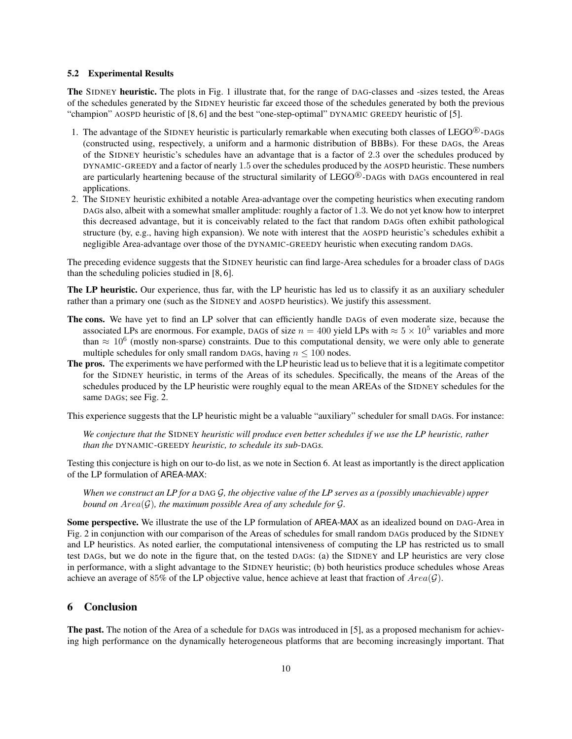### 5.2 Experimental Results

**The** SIDNEY **heuristic.** The plots in Fig. 1 illustrate that, for the range of DAG-classes and -sizes tested, the Areas of the schedules generated by the SIDNEY heuristic far exceed those of the schedules generated by both the previous "champion" AOSPD heuristic of [8, 6] and the best "one-step-optimal" DYNAMIC GREEDY heuristic of [5].

1. The advantage of the SIDNEY heuristic is particularly remarkable when executing both classes of LEGO®-DAGs (constructed using, respectively, a uniform and a harmonic distribution of BBBs). For these DAGs, the Areas of the SIDNEY heuristic's schedules have an advantage that is a factor of 2.3 over the schedules produced by DYNAMIC-GREEDY and a factor of nearly 1.5 over the schedules produced by the AOSPD heuristic. These numbers are particularly heartening because of the structural similarity of LEGO®-DAGs with DAGs encountered in real applications.
2. The SIDNEY heuristic exhibited a notable Area-advantage over the competing heuristics when executing random DAGs also, albeit with a somewhat smaller amplitude: roughly a factor of 1.3. We do not yet know how to interpret this decreased advantage, but it is conceivably related to the fact that random DAGs often exhibit pathological structure (by, e.g., having high expansion). We note with interest that the AOSPD heuristic's schedules exhibit a negligible Area-advantage over those of the DYNAMIC-GREEDY heuristic when executing random DAGs.

The preceding evidence suggests that the SIDNEY heuristic can find large-Area schedules for a broader class of DAGs than the scheduling policies studied in [8, 6].

**The LP heuristic.** Our experience, thus far, with the LP heuristic has led us to classify it as an auxiliary scheduler rather than a primary one (such as the SIDNEY and AOSPD heuristics). We justify this assessment.

**The cons.** We have yet to find an LP solver that can efficiently handle DAGs of even moderate size, because the associated LPs are enormous. For example, DAGs of size $n = 400$ yield LPs with $\approx 5 \times 10^5$ variables and more than $\approx 10^6$ (mostly non-sparse) constraints. Due to this computational density, we were only able to generate multiple schedules for only small random DAGs, having $n \leq 100$ nodes.

**The pros.** The experiments we have performed with the LP heuristic lead us to believe that it is a legitimate competitor for the SIDNEY heuristic, in terms of the Areas of its schedules. Specifically, the means of the Areas of the schedules produced by the LP heuristic were roughly equal to the mean AREAs of the SIDNEY schedules for the same DAGs; see Fig. 2.

This experience suggests that the LP heuristic might be a valuable "auxiliary" scheduler for small DAGs. For instance:

*We conjecture that the* SIDNEY *heuristic will produce even better schedules if we use the LP heuristic, rather than the* DYNAMIC-GREEDY *heuristic, to schedule its sub-*DAG*s.*

Testing this conjecture is high on our to-do list, as we note in Section 6. At least as importantly is the direct application of the LP formulation of AREA-MAX:

*When we construct an LP for a* DAG $\mathcal{G}$*, the objective value of the LP serves as a (possibly unachievable) upper bound on* $Area(\mathcal{G})$*, the maximum possible Area of any schedule for* $\mathcal{G}$*.*

**Some perspective.** We illustrate the use of the LP formulation of AREA-MAX as an idealized bound on DAG-Area in Fig. 2 in conjunction with our comparison of the Areas of schedules for small random DAGs produced by the SIDNEY and LP heuristics. As noted earlier, the computational intensiveness of computing the LP has restricted us to small test DAGs, but we do note in the figure that, on the tested DAGs: (a) the SIDNEY and LP heuristics are very close in performance, with a slight advantage to the SIDNEY heuristic; (b) both heuristics produce schedules whose Areas achieve an average of 85% of the LP objective value, hence achieve at least that fraction of $Area(\mathcal{G})$.

## 6 Conclusion

**The past.** The notion of the Area of a schedule for DAGs was introduced in [5], as a proposed mechanism for achieving high performance on the dynamically heterogeneous platforms that are becoming increasingly important. That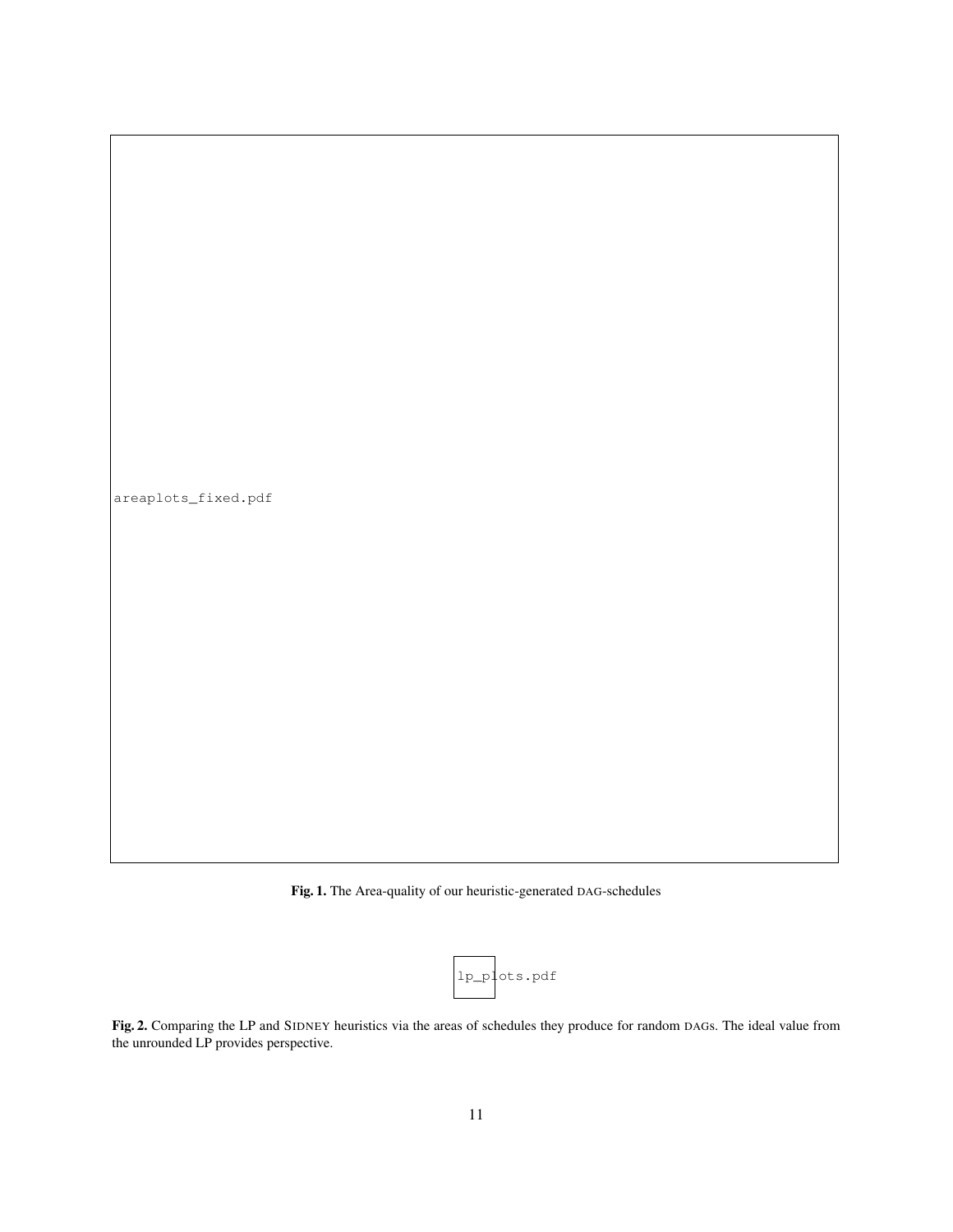areaplots_fixed.pdf

**Fig. 1.** The Area-quality of our heuristic-generated DAG-schedules

lp_plots.pdf

**Fig. 2.** Comparing the LP and SIDNEY heuristics via the areas of schedules they produce for random DAGs. The ideal value from the unrounded LP provides perspective.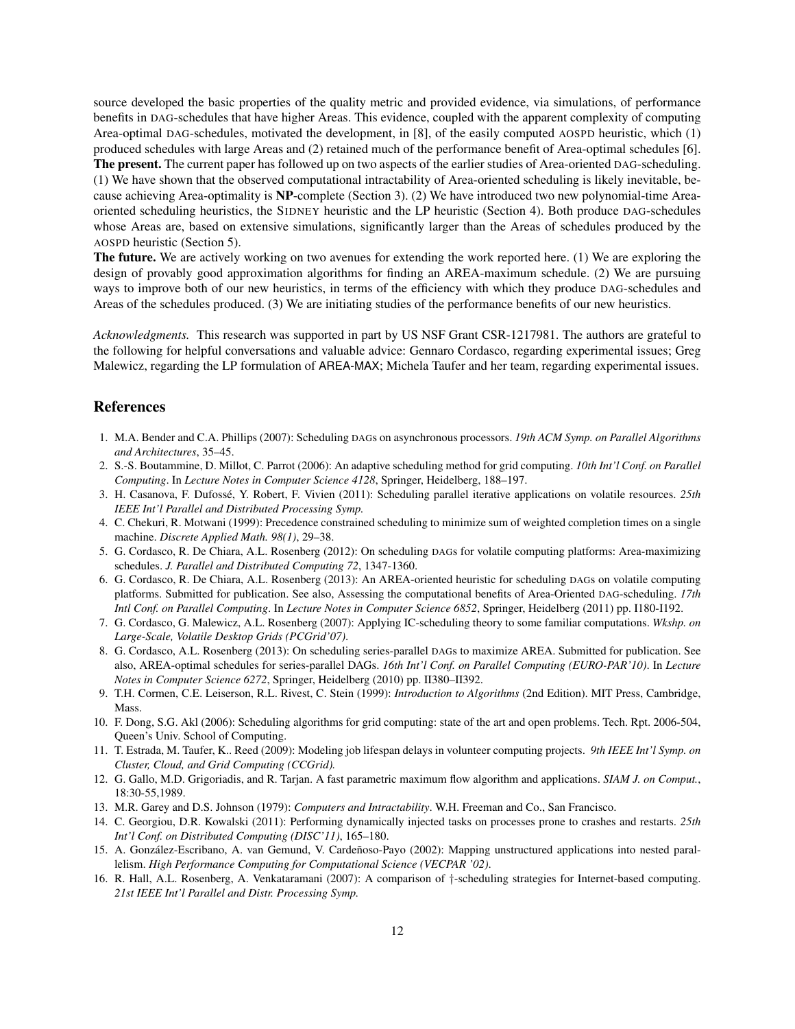source developed the basic properties of the quality metric and provided evidence, via simulations, of performance benefits in DAG-schedules that have higher Areas. This evidence, coupled with the apparent complexity of computing Area-optimal DAG-schedules, motivated the development, in [8], of the easily computed AOSPD heuristic, which (1) produced schedules with large Areas and (2) retained much of the performance benefit of Area-optimal schedules [6].

**The present.** The current paper has followed up on two aspects of the earlier studies of Area-oriented DAG-scheduling. (1) We have shown that the observed computational intractability of Area-oriented scheduling is likely inevitable, because achieving Area-optimality is **NP**-complete (Section 3). (2) We have introduced two new polynomial-time Area-oriented scheduling heuristics, the SIDNEY heuristic and the LP heuristic (Section 4). Both produce DAG-schedules whose Areas are, based on extensive simulations, significantly larger than the Areas of schedules produced by the AOSPD heuristic (Section 5).

**The future.** We are actively working on two avenues for extending the work reported here. (1) We are exploring the design of provably good approximation algorithms for finding an AREA-maximum schedule. (2) We are pursuing ways to improve both of our new heuristics, in terms of the efficiency with which they produce DAG-schedules and Areas of the schedules produced. (3) We are initiating studies of the performance benefits of our new heuristics.

*Acknowledgments.* This research was supported in part by US NSF Grant CSR-1217981. The authors are grateful to the following for helpful conversations and valuable advice: Gennaro Cordasco, regarding experimental issues; Greg Malewicz, regarding the LP formulation of AREA-MAX; Michela Taufer and her team, regarding experimental issues.

## References

1. M.A. Bender and C.A. Phillips (2007): Scheduling DAGs on asynchronous processors. *19th ACM Symp. on Parallel Algorithms and Architectures*, 35–45.
2. S.-S. Boutammine, D. Millot, C. Parrot (2006): An adaptive scheduling method for grid computing. *10th Int'l Conf. on Parallel Computing*. In *Lecture Notes in Computer Science 4128*, Springer, Heidelberg, 188–197.
3. H. Casanova, F. Dufossé, Y. Robert, F. Vivien (2011): Scheduling parallel iterative applications on volatile resources. *25th IEEE Int'l Parallel and Distributed Processing Symp.*
4. C. Chekuri, R. Motwani (1999): Precedence constrained scheduling to minimize sum of weighted completion times on a single machine. *Discrete Applied Math. 98(1)*, 29–38.
5. G. Cordasco, R. De Chiara, A.L. Rosenberg (2012): On scheduling DAGs for volatile computing platforms: Area-maximizing schedules. *J. Parallel and Distributed Computing 72*, 1347-1360.
6. G. Cordasco, R. De Chiara, A.L. Rosenberg (2013): An AREA-oriented heuristic for scheduling DAGs on volatile computing platforms. Submitted for publication. See also, Assessing the computational benefits of Area-Oriented DAG-scheduling. *17th Intl Conf. on Parallel Computing*. In *Lecture Notes in Computer Science 6852*, Springer, Heidelberg (2011) pp. I180-I192.
7. G. Cordasco, G. Malewicz, A.L. Rosenberg (2007): Applying IC-scheduling theory to some familiar computations. *Wkshp. on Large-Scale, Volatile Desktop Grids (PCGrid'07)*.
8. G. Cordasco, A.L. Rosenberg (2013): On scheduling series-parallel DAGs to maximize AREA. Submitted for publication. See also, AREA-optimal schedules for series-parallel DAGs. *16th Int'l Conf. on Parallel Computing (EURO-PAR'10)*. In *Lecture Notes in Computer Science 6272*, Springer, Heidelberg (2010) pp. II380–II392.
9. T.H. Cormen, C.E. Leiserson, R.L. Rivest, C. Stein (1999): *Introduction to Algorithms* (2nd Edition). MIT Press, Cambridge, Mass.
10. F. Dong, S.G. Akl (2006): Scheduling algorithms for grid computing: state of the art and open problems. Tech. Rpt. 2006-504, Queen's Univ. School of Computing.
11. T. Estrada, M. Taufer, K.. Reed (2009): Modeling job lifespan delays in volunteer computing projects. *9th IEEE Int'l Symp. on Cluster, Cloud, and Grid Computing (CCGrid).*
12. G. Gallo, M.D. Grigoriadis, and R. Tarjan. A fast parametric maximum flow algorithm and applications. *SIAM J. on Comput.*, 18:30-55,1989.
13. M.R. Garey and D.S. Johnson (1979): *Computers and Intractability*. W.H. Freeman and Co., San Francisco.
14. C. Georgiou, D.R. Kowalski (2011): Performing dynamically injected tasks on processes prone to crashes and restarts. *25th Int'l Conf. on Distributed Computing (DISC'11)*, 165–180.
15. A. González-Escribano, A. van Gemund, V. Cardeñoso-Payo (2002): Mapping unstructured applications into nested parallelism. *High Performance Computing for Computational Science (VECPAR '02)*.
16. R. Hall, A.L. Rosenberg, A. Venkataramani (2007): A comparison of †-scheduling strategies for Internet-based computing. *21st IEEE Int'l Parallel and Distr. Processing Symp.*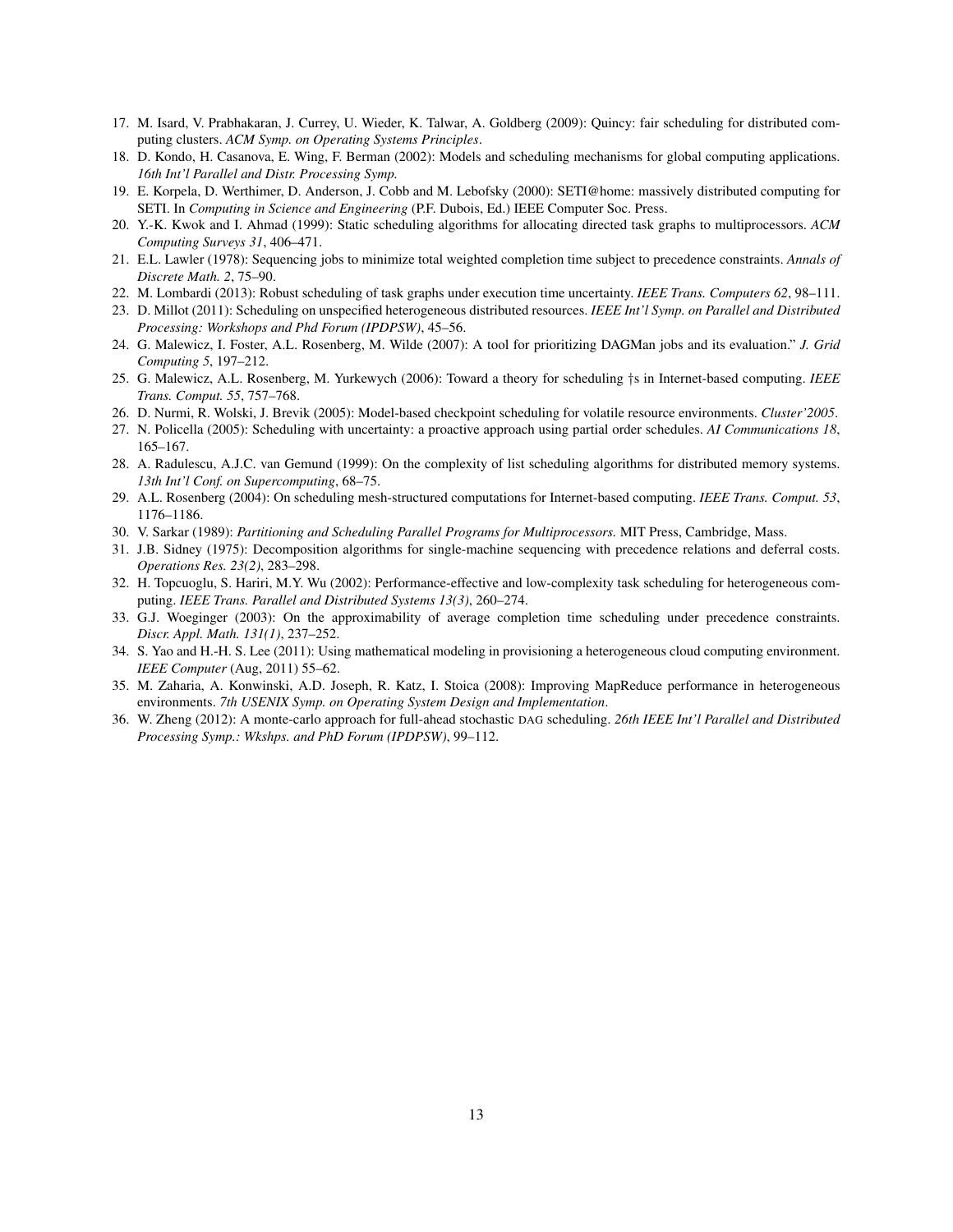17. M. Isard, V. Prabhakaran, J. Currey, U. Wieder, K. Talwar, A. Goldberg (2009): Quincy: fair scheduling for distributed computing clusters. *ACM Symp. on Operating Systems Principles*.
18. D. Kondo, H. Casanova, E. Wing, F. Berman (2002): Models and scheduling mechanisms for global computing applications. *16th Int'l Parallel and Distr. Processing Symp.*
19. E. Korpela, D. Werthimer, D. Anderson, J. Cobb and M. Lebofsky (2000): SETI@home: massively distributed computing for SETI. In *Computing in Science and Engineering* (P.F. Dubois, Ed.) IEEE Computer Soc. Press.
20. Y.-K. Kwok and I. Ahmad (1999): Static scheduling algorithms for allocating directed task graphs to multiprocessors. *ACM Computing Surveys 31*, 406–471.
21. E.L. Lawler (1978): Sequencing jobs to minimize total weighted completion time subject to precedence constraints. *Annals of Discrete Math. 2*, 75–90.
22. M. Lombardi (2013): Robust scheduling of task graphs under execution time uncertainty. *IEEE Trans. Computers 62*, 98–111.
23. D. Millot (2011): Scheduling on unspecified heterogeneous distributed resources. *IEEE Int'l Symp. on Parallel and Distributed Processing: Workshops and Phd Forum (IPDPSW)*, 45–56.
24. G. Malewicz, I. Foster, A.L. Rosenberg, M. Wilde (2007): A tool for prioritizing DAGMan jobs and its evaluation." *J. Grid Computing 5*, 197–212.
25. G. Malewicz, A.L. Rosenberg, M. Yurkewych (2006): Toward a theory for scheduling †s in Internet-based computing. *IEEE Trans. Comput. 55*, 757–768.
26. D. Nurmi, R. Wolski, J. Brevik (2005): Model-based checkpoint scheduling for volatile resource environments. *Cluster'2005*.
27. N. Policella (2005): Scheduling with uncertainty: a proactive approach using partial order schedules. *AI Communications 18*, 165–167.
28. A. Radulescu, A.J.C. van Gemund (1999): On the complexity of list scheduling algorithms for distributed memory systems. *13th Int'l Conf. on Supercomputing*, 68–75.
29. A.L. Rosenberg (2004): On scheduling mesh-structured computations for Internet-based computing. *IEEE Trans. Comput. 53*, 1176–1186.
30. V. Sarkar (1989): *Partitioning and Scheduling Parallel Programs for Multiprocessors.* MIT Press, Cambridge, Mass.
31. J.B. Sidney (1975): Decomposition algorithms for single-machine sequencing with precedence relations and deferral costs. *Operations Res. 23(2)*, 283–298.
32. H. Topcuoglu, S. Hariri, M.Y. Wu (2002): Performance-effective and low-complexity task scheduling for heterogeneous computing. *IEEE Trans. Parallel and Distributed Systems 13(3)*, 260–274.
33. G.J. Woeginger (2003): On the approximability of average completion time scheduling under precedence constraints. *Discr. Appl. Math. 131(1)*, 237–252.
34. S. Yao and H.-H. S. Lee (2011): Using mathematical modeling in provisioning a heterogeneous cloud computing environment. *IEEE Computer* (Aug, 2011) 55–62.
35. M. Zaharia, A. Konwinski, A.D. Joseph, R. Katz, I. Stoica (2008): Improving MapReduce performance in heterogeneous environments. *7th USENIX Symp. on Operating System Design and Implementation*.
36. W. Zheng (2012): A monte-carlo approach for full-ahead stochastic DAG scheduling. *26th IEEE Int'l Parallel and Distributed Processing Symp.: Wkshps. and PhD Forum (IPDPSW)*, 99–112.